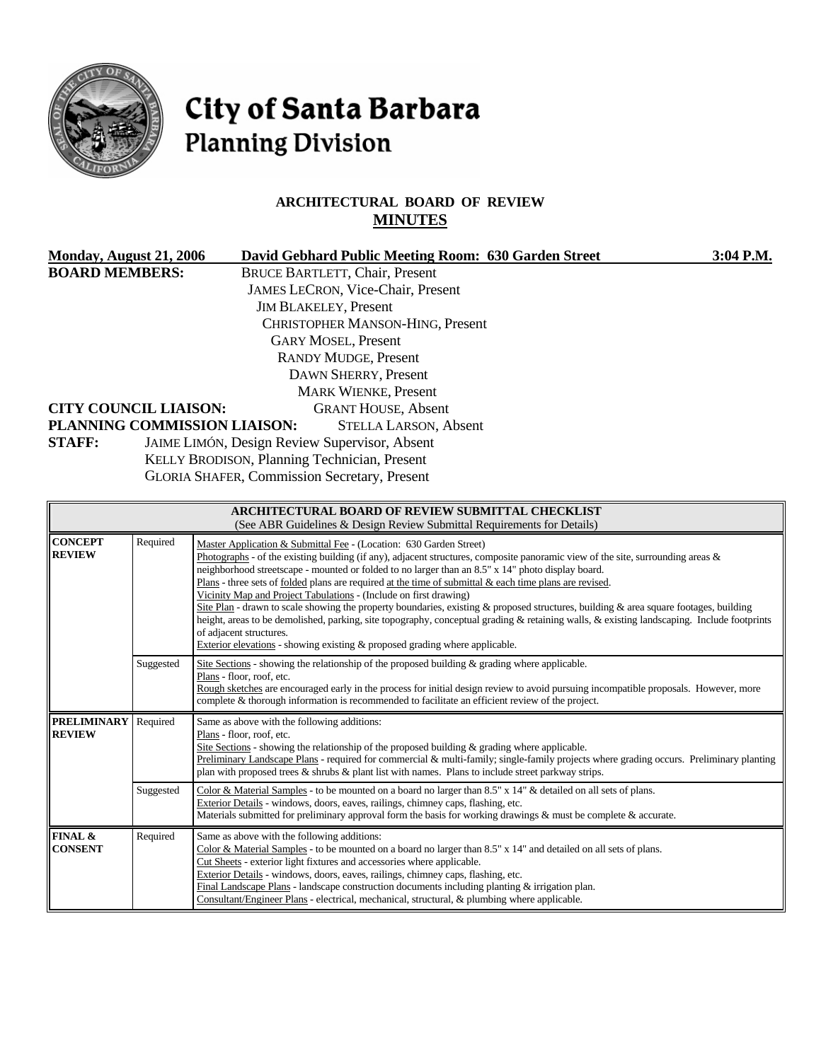# City of Santa Barbara
## Planning Division

### ARCHITECTURAL BOARD OF REVIEW
### MINUTES

**Monday, August 21, 2006** **David Gebhard Public Meeting Room: 630 Garden Street** **3:04 P.M.**

**BOARD MEMBERS:**
BRUCE BARTLETT, Chair, Present
JAMES LECRON, Vice-Chair, Present
JIM BLAKELEY, Present
CHRISTOPHER MANSON-HING, Present
GARY MOSEL, Present
RANDY MUDGE, Present
DAWN SHERRY, Present
MARK WIENKE, Present

**CITY COUNCIL LIAISON:** GRANT HOUSE, Absent

**PLANNING COMMISSION LIAISON:** STELLA LARSON, Absent

**STAFF:**
JAIME LIMÓN, Design Review Supervisor, Absent
KELLY BRODISON, Planning Technician, Present
GLORIA SHAFER, Commission Secretary, Present

| ARCHITECTURAL BOARD OF REVIEW SUBMITTAL CHECKLIST (See ABR Guidelines & Design Review Submittal Requirements for Details) | | |
|---|---|---|
| **CONCEPT REVIEW** | Required | Master Application & Submittal Fee - (Location: 630 Garden Street)<br>Photographs - of the existing building (if any), adjacent structures, composite panoramic view of the site, surrounding areas & neighborhood streetscape - mounted or folded to no larger than an 8.5" x 14" photo display board.<br>Plans - three sets of folded plans are required at the time of submittal & each time plans are revised.<br>Vicinity Map and Project Tabulations - (Include on first drawing)<br>Site Plan - drawn to scale showing the property boundaries, existing & proposed structures, building & area square footages, building height, areas to be demolished, parking, site topography, conceptual grading & retaining walls, & existing landscaping. Include footprints of adjacent structures.<br>Exterior elevations - showing existing & proposed grading where applicable. |
| | Suggested | Site Sections - showing the relationship of the proposed building & grading where applicable.<br>Plans - floor, roof, etc.<br>Rough sketches are encouraged early in the process for initial design review to avoid pursuing incompatible proposals. However, more complete & thorough information is recommended to facilitate an efficient review of the project. |
| **PRELIMINARY REVIEW** | Required | Same as above with the following additions:<br>Plans - floor, roof, etc.<br>Site Sections - showing the relationship of the proposed building & grading where applicable.<br>Preliminary Landscape Plans - required for commercial & multi-family; single-family projects where grading occurs. Preliminary planting plan with proposed trees & shrubs & plant list with names. Plans to include street parkway strips. |
| | Suggested | Color & Material Samples - to be mounted on a board no larger than 8.5" x 14" & detailed on all sets of plans.<br>Exterior Details - windows, doors, eaves, railings, chimney caps, flashing, etc.<br>Materials submitted for preliminary approval form the basis for working drawings & must be complete & accurate. |
| **FINAL & CONSENT** | Required | Same as above with the following additions:<br>Color & Material Samples - to be mounted on a board no larger than 8.5" x 14" and detailed on all sets of plans.<br>Cut Sheets - exterior light fixtures and accessories where applicable.<br>Exterior Details - windows, doors, eaves, railings, chimney caps, flashing, etc.<br>Final Landscape Plans - landscape construction documents including planting & irrigation plan.<br>Consultant/Engineer Plans - electrical, mechanical, structural, & plumbing where applicable. |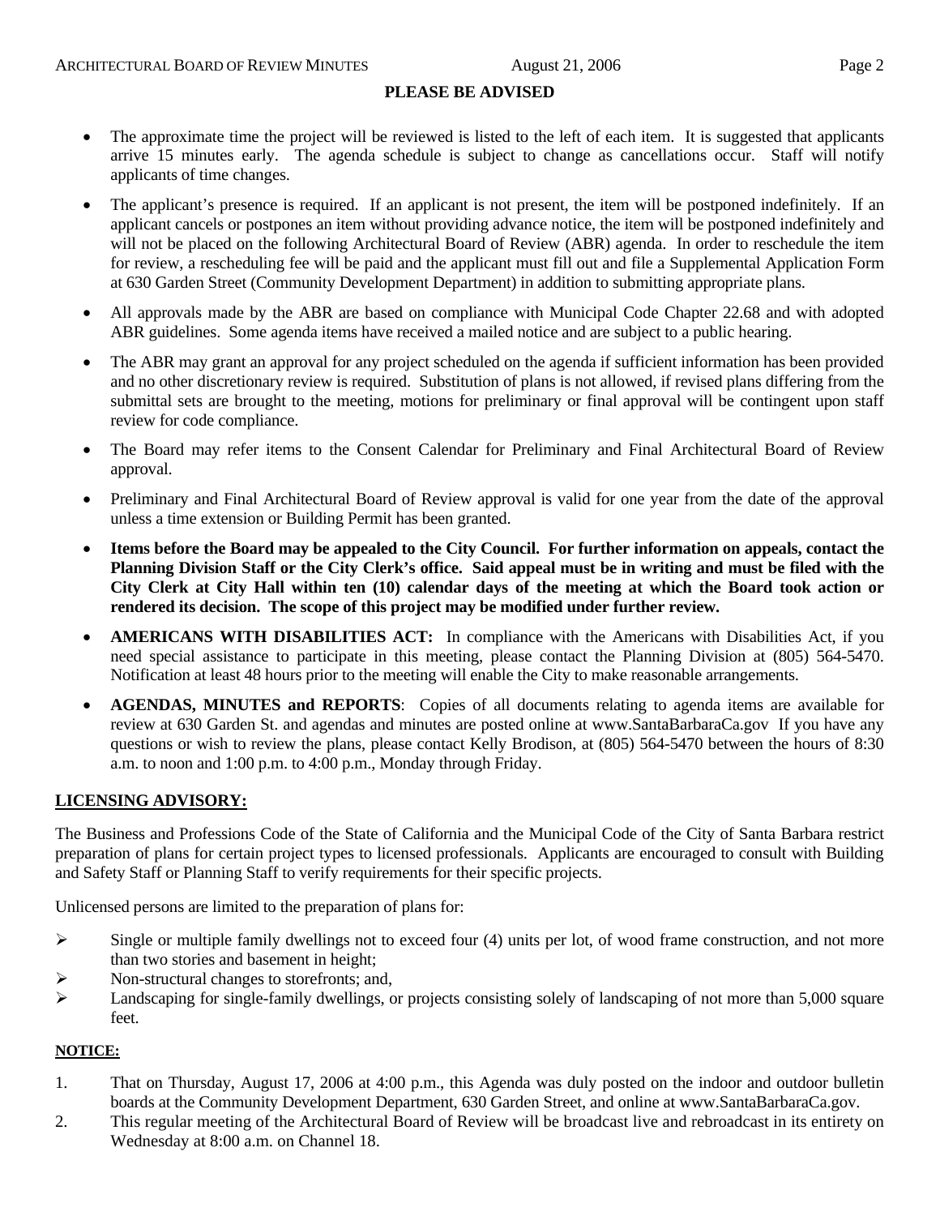**PLEASE BE ADVISED**

- The approximate time the project will be reviewed is listed to the left of each item. It is suggested that applicants arrive 15 minutes early. The agenda schedule is subject to change as cancellations occur. Staff will notify applicants of time changes.
- The applicant's presence is required. If an applicant is not present, the item will be postponed indefinitely. If an applicant cancels or postpones an item without providing advance notice, the item will be postponed indefinitely and will not be placed on the following Architectural Board of Review (ABR) agenda. In order to reschedule the item for review, a rescheduling fee will be paid and the applicant must fill out and file a Supplemental Application Form at 630 Garden Street (Community Development Department) in addition to submitting appropriate plans.
- All approvals made by the ABR are based on compliance with Municipal Code Chapter 22.68 and with adopted ABR guidelines. Some agenda items have received a mailed notice and are subject to a public hearing.
- The ABR may grant an approval for any project scheduled on the agenda if sufficient information has been provided and no other discretionary review is required. Substitution of plans is not allowed, if revised plans differing from the submittal sets are brought to the meeting, motions for preliminary or final approval will be contingent upon staff review for code compliance.
- The Board may refer items to the Consent Calendar for Preliminary and Final Architectural Board of Review approval.
- Preliminary and Final Architectural Board of Review approval is valid for one year from the date of the approval unless a time extension or Building Permit has been granted.
- **Items before the Board may be appealed to the City Council. For further information on appeals, contact the Planning Division Staff or the City Clerk's office. Said appeal must be in writing and must be filed with the City Clerk at City Hall within ten (10) calendar days of the meeting at which the Board took action or rendered its decision. The scope of this project may be modified under further review.**
- **AMERICANS WITH DISABILITIES ACT:** In compliance with the Americans with Disabilities Act, if you need special assistance to participate in this meeting, please contact the Planning Division at (805) 564-5470. Notification at least 48 hours prior to the meeting will enable the City to make reasonable arrangements.
- **AGENDAS, MINUTES and REPORTS**: Copies of all documents relating to agenda items are available for review at 630 Garden St. and agendas and minutes are posted online at www.SantaBarbaraCa.gov If you have any questions or wish to review the plans, please contact Kelly Brodison, at (805) 564-5470 between the hours of 8:30 a.m. to noon and 1:00 p.m. to 4:00 p.m., Monday through Friday.

**LICENSING ADVISORY:**

The Business and Professions Code of the State of California and the Municipal Code of the City of Santa Barbara restrict preparation of plans for certain project types to licensed professionals. Applicants are encouraged to consult with Building and Safety Staff or Planning Staff to verify requirements for their specific projects.

Unlicensed persons are limited to the preparation of plans for:

- Single or multiple family dwellings not to exceed four (4) units per lot, of wood frame construction, and not more than two stories and basement in height;
- Non-structural changes to storefronts; and,
- Landscaping for single-family dwellings, or projects consisting solely of landscaping of not more than 5,000 square feet.

**NOTICE:**

1. That on Thursday, August 17, 2006 at 4:00 p.m., this Agenda was duly posted on the indoor and outdoor bulletin boards at the Community Development Department, 630 Garden Street, and online at www.SantaBarbaraCa.gov.
2. This regular meeting of the Architectural Board of Review will be broadcast live and rebroadcast in its entirety on Wednesday at 8:00 a.m. on Channel 18.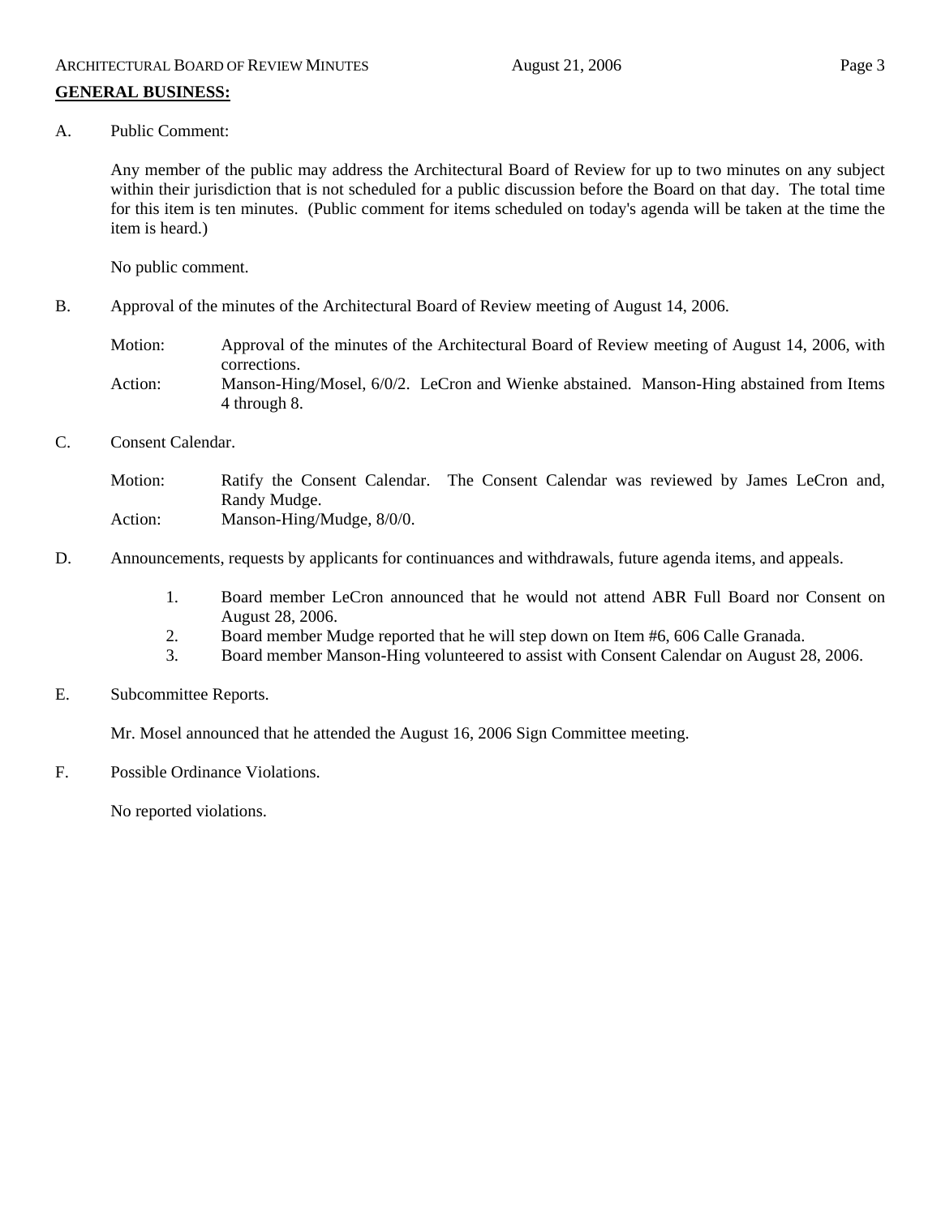## GENERAL BUSINESS:

A. Public Comment:

Any member of the public may address the Architectural Board of Review for up to two minutes on any subject within their jurisdiction that is not scheduled for a public discussion before the Board on that day. The total time for this item is ten minutes. (Public comment for items scheduled on today's agenda will be taken at the time the item is heard.)

No public comment.

B. Approval of the minutes of the Architectural Board of Review meeting of August 14, 2006.

Motion: Approval of the minutes of the Architectural Board of Review meeting of August 14, 2006, with corrections.

Action: Manson-Hing/Mosel, 6/0/2. LeCron and Wienke abstained. Manson-Hing abstained from Items 4 through 8.

C. Consent Calendar.

Motion: Ratify the Consent Calendar. The Consent Calendar was reviewed by James LeCron and, Randy Mudge.

Action: Manson-Hing/Mudge, 8/0/0.

D. Announcements, requests by applicants for continuances and withdrawals, future agenda items, and appeals.

1. Board member LeCron announced that he would not attend ABR Full Board nor Consent on August 28, 2006.
2. Board member Mudge reported that he will step down on Item #6, 606 Calle Granada.
3. Board member Manson-Hing volunteered to assist with Consent Calendar on August 28, 2006.

E. Subcommittee Reports.

Mr. Mosel announced that he attended the August 16, 2006 Sign Committee meeting.

F. Possible Ordinance Violations.

No reported violations.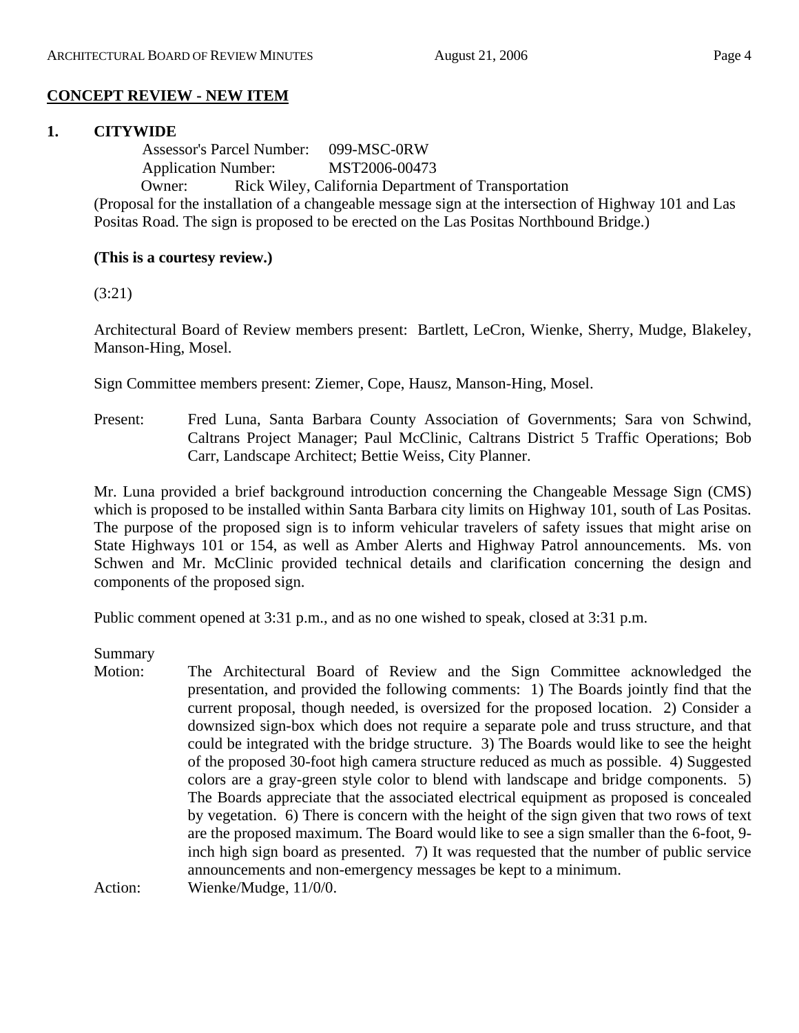**CONCEPT REVIEW - NEW ITEM**

**1. CITYWIDE**

Assessor's Parcel Number: 099-MSC-0RW
Application Number: MST2006-00473
Owner: Rick Wiley, California Department of Transportation

(Proposal for the installation of a changeable message sign at the intersection of Highway 101 and Las Positas Road. The sign is proposed to be erected on the Las Positas Northbound Bridge.)

**(This is a courtesy review.)**

(3:21)

Architectural Board of Review members present: Bartlett, LeCron, Wienke, Sherry, Mudge, Blakeley, Manson-Hing, Mosel.

Sign Committee members present: Ziemer, Cope, Hausz, Manson-Hing, Mosel.

Present: Fred Luna, Santa Barbara County Association of Governments; Sara von Schwind, Caltrans Project Manager; Paul McClinic, Caltrans District 5 Traffic Operations; Bob Carr, Landscape Architect; Bettie Weiss, City Planner.

Mr. Luna provided a brief background introduction concerning the Changeable Message Sign (CMS) which is proposed to be installed within Santa Barbara city limits on Highway 101, south of Las Positas. The purpose of the proposed sign is to inform vehicular travelers of safety issues that might arise on State Highways 101 or 154, as well as Amber Alerts and Highway Patrol announcements. Ms. von Schwen and Mr. McClinic provided technical details and clarification concerning the design and components of the proposed sign.

Public comment opened at 3:31 p.m., and as no one wished to speak, closed at 3:31 p.m.

Summary
Motion: The Architectural Board of Review and the Sign Committee acknowledged the presentation, and provided the following comments: 1) The Boards jointly find that the current proposal, though needed, is oversized for the proposed location. 2) Consider a downsized sign-box which does not require a separate pole and truss structure, and that could be integrated with the bridge structure. 3) The Boards would like to see the height of the proposed 30-foot high camera structure reduced as much as possible. 4) Suggested colors are a gray-green style color to blend with landscape and bridge components. 5) The Boards appreciate that the associated electrical equipment as proposed is concealed by vegetation. 6) There is concern with the height of the sign given that two rows of text are the proposed maximum. The Board would like to see a sign smaller than the 6-foot, 9-inch high sign board as presented. 7) It was requested that the number of public service announcements and non-emergency messages be kept to a minimum.

Action: Wienke/Mudge, 11/0/0.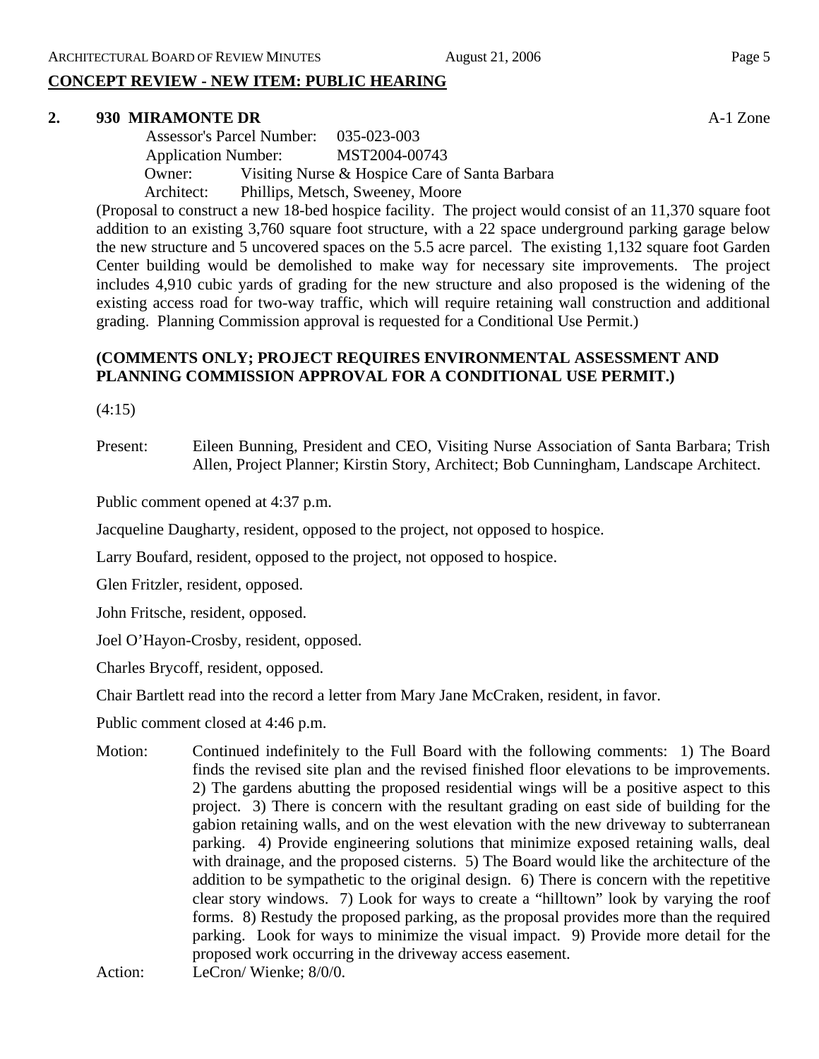## CONCEPT REVIEW - NEW ITEM: PUBLIC HEARING

**2. 930 MIRAMONTE DR** A-1 Zone

Assessor's Parcel Number: 035-023-003
Application Number: MST2004-00743
Owner: Visiting Nurse & Hospice Care of Santa Barbara
Architect: Phillips, Metsch, Sweeney, Moore

(Proposal to construct a new 18-bed hospice facility. The project would consist of an 11,370 square foot addition to an existing 3,760 square foot structure, with a 22 space underground parking garage below the new structure and 5 uncovered spaces on the 5.5 acre parcel. The existing 1,132 square foot Garden Center building would be demolished to make way for necessary site improvements. The project includes 4,910 cubic yards of grading for the new structure and also proposed is the widening of the existing access road for two-way traffic, which will require retaining wall construction and additional grading. Planning Commission approval is requested for a Conditional Use Permit.)

**(COMMENTS ONLY; PROJECT REQUIRES ENVIRONMENTAL ASSESSMENT AND PLANNING COMMISSION APPROVAL FOR A CONDITIONAL USE PERMIT.)**

(4:15)

Present: Eileen Bunning, President and CEO, Visiting Nurse Association of Santa Barbara; Trish Allen, Project Planner; Kirstin Story, Architect; Bob Cunningham, Landscape Architect.

Public comment opened at 4:37 p.m.

Jacqueline Daugharty, resident, opposed to the project, not opposed to hospice.

Larry Boufard, resident, opposed to the project, not opposed to hospice.

Glen Fritzler, resident, opposed.

John Fritsche, resident, opposed.

Joel O'Hayon-Crosby, resident, opposed.

Charles Brycoff, resident, opposed.

Chair Bartlett read into the record a letter from Mary Jane McCraken, resident, in favor.

Public comment closed at 4:46 p.m.

Motion: Continued indefinitely to the Full Board with the following comments: 1) The Board finds the revised site plan and the revised finished floor elevations to be improvements. 2) The gardens abutting the proposed residential wings will be a positive aspect to this project. 3) There is concern with the resultant grading on east side of building for the gabion retaining walls, and on the west elevation with the new driveway to subterranean parking. 4) Provide engineering solutions that minimize exposed retaining walls, deal with drainage, and the proposed cisterns. 5) The Board would like the architecture of the addition to be sympathetic to the original design. 6) There is concern with the repetitive clear story windows. 7) Look for ways to create a "hilltown" look by varying the roof forms. 8) Restudy the proposed parking, as the proposal provides more than the required parking. Look for ways to minimize the visual impact. 9) Provide more detail for the proposed work occurring in the driveway access easement.

Action: LeCron/ Wienke; 8/0/0.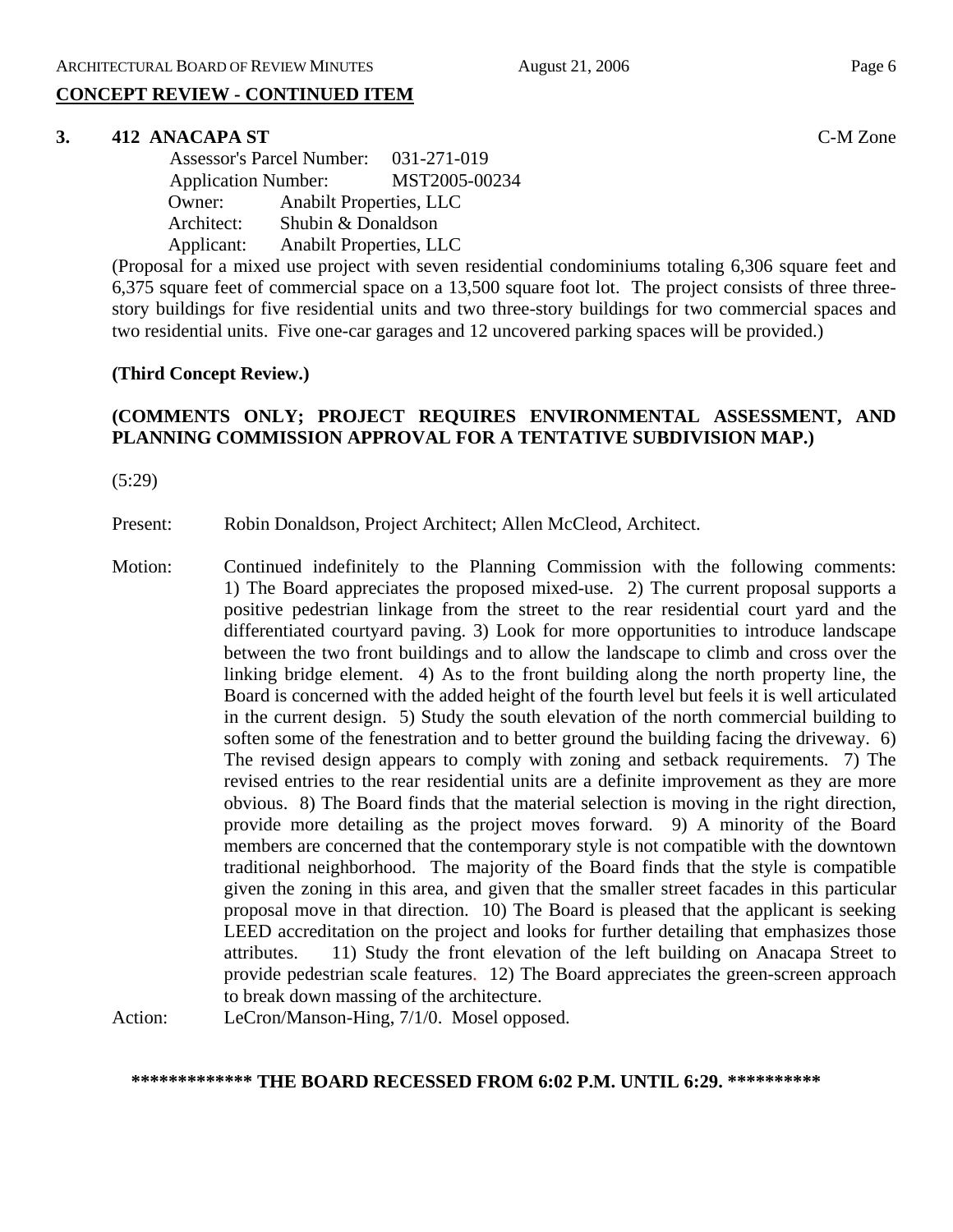## CONCEPT REVIEW - CONTINUED ITEM

**3. 412 ANACAPA ST** C-M Zone

Assessor's Parcel Number: 031-271-019
Application Number: MST2005-00234
Owner: Anabilt Properties, LLC
Architect: Shubin & Donaldson
Applicant: Anabilt Properties, LLC

(Proposal for a mixed use project with seven residential condominiums totaling 6,306 square feet and 6,375 square feet of commercial space on a 13,500 square foot lot. The project consists of three three-story buildings for five residential units and two three-story buildings for two commercial spaces and two residential units. Five one-car garages and 12 uncovered parking spaces will be provided.)

**(Third Concept Review.)**

**(COMMENTS ONLY; PROJECT REQUIRES ENVIRONMENTAL ASSESSMENT, AND PLANNING COMMISSION APPROVAL FOR A TENTATIVE SUBDIVISION MAP.)**

(5:29)

Present: Robin Donaldson, Project Architect; Allen McCleod, Architect.

Motion: Continued indefinitely to the Planning Commission with the following comments: 1) The Board appreciates the proposed mixed-use. 2) The current proposal supports a positive pedestrian linkage from the street to the rear residential court yard and the differentiated courtyard paving. 3) Look for more opportunities to introduce landscape between the two front buildings and to allow the landscape to climb and cross over the linking bridge element. 4) As to the front building along the north property line, the Board is concerned with the added height of the fourth level but feels it is well articulated in the current design. 5) Study the south elevation of the north commercial building to soften some of the fenestration and to better ground the building facing the driveway. 6) The revised design appears to comply with zoning and setback requirements. 7) The revised entries to the rear residential units are a definite improvement as they are more obvious. 8) The Board finds that the material selection is moving in the right direction, provide more detailing as the project moves forward. 9) A minority of the Board members are concerned that the contemporary style is not compatible with the downtown traditional neighborhood. The majority of the Board finds that the style is compatible given the zoning in this area, and given that the smaller street facades in this particular proposal move in that direction. 10) The Board is pleased that the applicant is seeking LEED accreditation on the project and looks for further detailing that emphasizes those attributes. 11) Study the front elevation of the left building on Anacapa Street to provide pedestrian scale features. 12) The Board appreciates the green-screen approach to break down massing of the architecture.

Action: LeCron/Manson-Hing, 7/1/0. Mosel opposed.

**************** THE BOARD RECESSED FROM 6:02 P.M. UNTIL 6:29. ************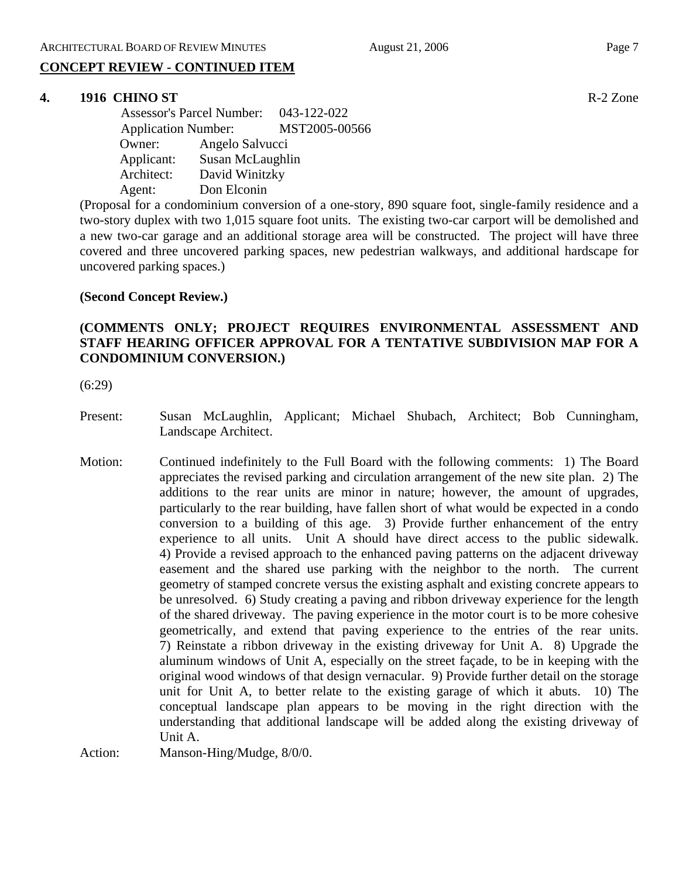## CONCEPT REVIEW - CONTINUED ITEM

**4. 1916 CHINO ST** R-2 Zone

Assessor's Parcel Number: 043-122-022
Application Number: MST2005-00566
Owner: Angelo Salvucci
Applicant: Susan McLaughlin
Architect: David Winitzky
Agent: Don Elconin

(Proposal for a condominium conversion of a one-story, 890 square foot, single-family residence and a two-story duplex with two 1,015 square foot units. The existing two-car carport will be demolished and a new two-car garage and an additional storage area will be constructed. The project will have three covered and three uncovered parking spaces, new pedestrian walkways, and additional hardscape for uncovered parking spaces.)

**(Second Concept Review.)**

**(COMMENTS ONLY; PROJECT REQUIRES ENVIRONMENTAL ASSESSMENT AND STAFF HEARING OFFICER APPROVAL FOR A TENTATIVE SUBDIVISION MAP FOR A CONDOMINIUM CONVERSION.)**

(6:29)

Present: Susan McLaughlin, Applicant; Michael Shubach, Architect; Bob Cunningham, Landscape Architect.

Motion: Continued indefinitely to the Full Board with the following comments: 1) The Board appreciates the revised parking and circulation arrangement of the new site plan. 2) The additions to the rear units are minor in nature; however, the amount of upgrades, particularly to the rear building, have fallen short of what would be expected in a condo conversion to a building of this age. 3) Provide further enhancement of the entry experience to all units. Unit A should have direct access to the public sidewalk. 4) Provide a revised approach to the enhanced paving patterns on the adjacent driveway easement and the shared use parking with the neighbor to the north. The current geometry of stamped concrete versus the existing asphalt and existing concrete appears to be unresolved. 6) Study creating a paving and ribbon driveway experience for the length of the shared driveway. The paving experience in the motor court is to be more cohesive geometrically, and extend that paving experience to the entries of the rear units. 7) Reinstate a ribbon driveway in the existing driveway for Unit A. 8) Upgrade the aluminum windows of Unit A, especially on the street façade, to be in keeping with the original wood windows of that design vernacular. 9) Provide further detail on the storage unit for Unit A, to better relate to the existing garage of which it abuts. 10) The conceptual landscape plan appears to be moving in the right direction with the understanding that additional landscape will be added along the existing driveway of Unit A.

Action: Manson-Hing/Mudge, 8/0/0.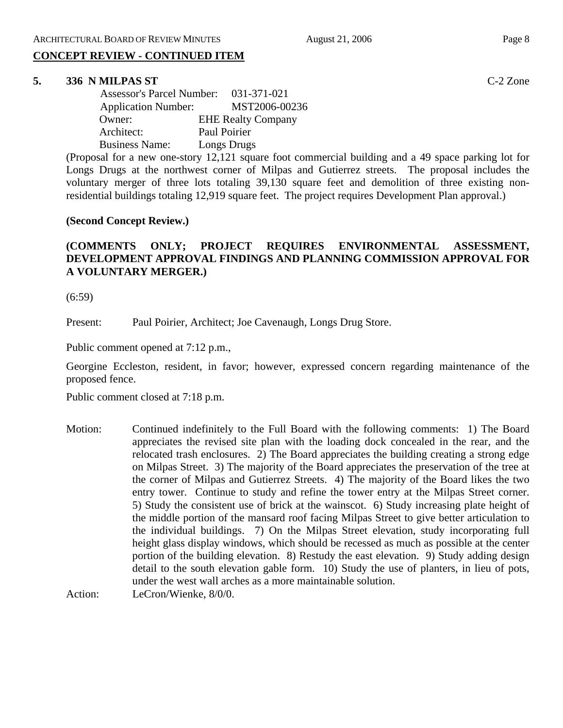## CONCEPT REVIEW - CONTINUED ITEM

**5. 336 N MILPAS ST** C-2 Zone

Assessor's Parcel Number: 031-371-021
Application Number: MST2006-00236
Owner: EHE Realty Company
Architect: Paul Poirier
Business Name: Longs Drugs

(Proposal for a new one-story 12,121 square foot commercial building and a 49 space parking lot for Longs Drugs at the northwest corner of Milpas and Gutierrez streets. The proposal includes the voluntary merger of three lots totaling 39,130 square feet and demolition of three existing non-residential buildings totaling 12,919 square feet. The project requires Development Plan approval.)

**(Second Concept Review.)**

**(COMMENTS ONLY; PROJECT REQUIRES ENVIRONMENTAL ASSESSMENT, DEVELOPMENT APPROVAL FINDINGS AND PLANNING COMMISSION APPROVAL FOR A VOLUNTARY MERGER.)**

(6:59)

Present: Paul Poirier, Architect; Joe Cavenaugh, Longs Drug Store.

Public comment opened at 7:12 p.m.,

Georgine Eccleston, resident, in favor; however, expressed concern regarding maintenance of the proposed fence.

Public comment closed at 7:18 p.m.

Motion: Continued indefinitely to the Full Board with the following comments: 1) The Board appreciates the revised site plan with the loading dock concealed in the rear, and the relocated trash enclosures. 2) The Board appreciates the building creating a strong edge on Milpas Street. 3) The majority of the Board appreciates the preservation of the tree at the corner of Milpas and Gutierrez Streets. 4) The majority of the Board likes the two entry tower. Continue to study and refine the tower entry at the Milpas Street corner. 5) Study the consistent use of brick at the wainscot. 6) Study increasing plate height of the middle portion of the mansard roof facing Milpas Street to give better articulation to the individual buildings. 7) On the Milpas Street elevation, study incorporating full height glass display windows, which should be recessed as much as possible at the center portion of the building elevation. 8) Restudy the east elevation. 9) Study adding design detail to the south elevation gable form. 10) Study the use of planters, in lieu of pots, under the west wall arches as a more maintainable solution.

Action: LeCron/Wienke, 8/0/0.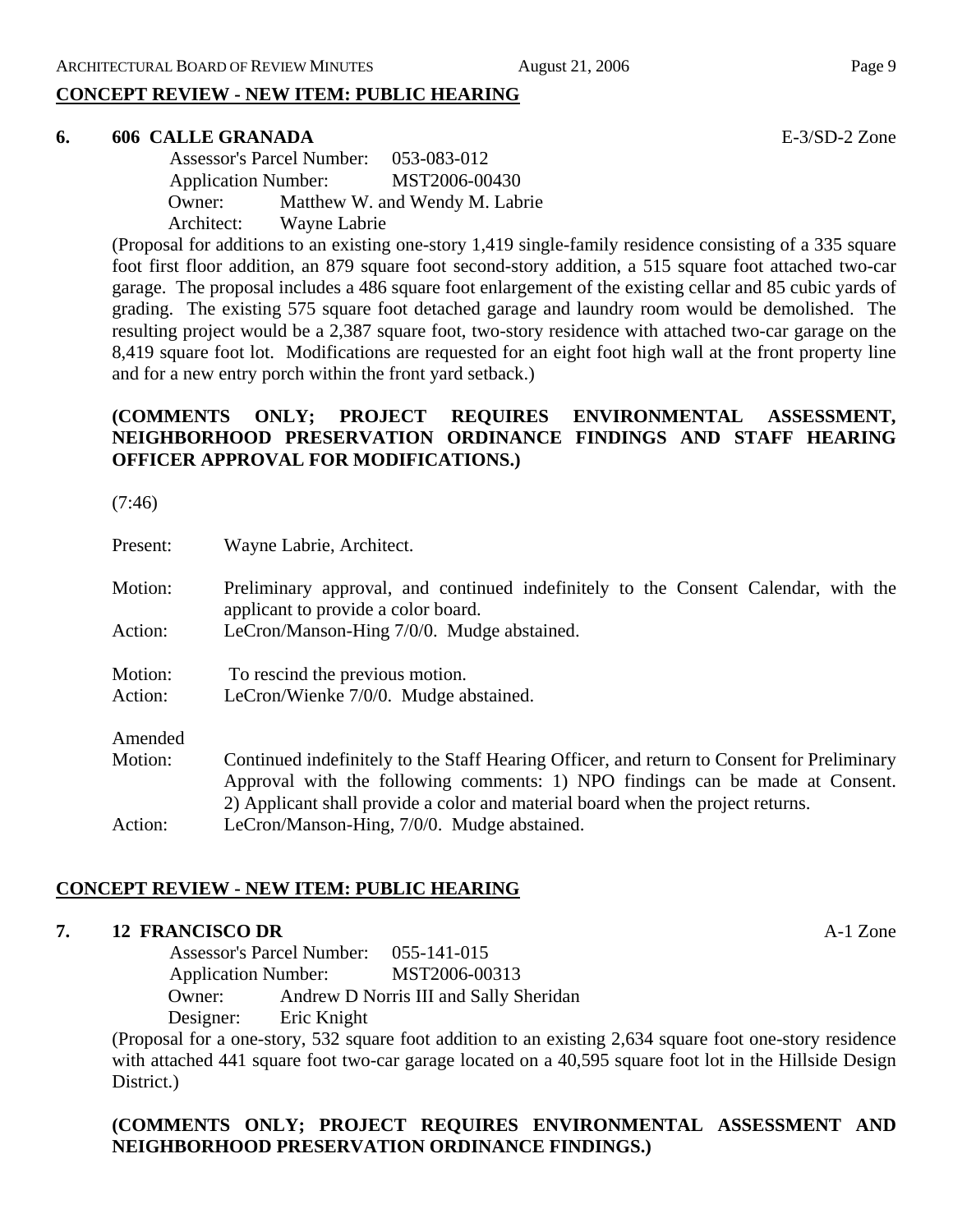**CONCEPT REVIEW - NEW ITEM: PUBLIC HEARING**

**6. 606 CALLE GRANADA** E-3/SD-2 Zone

Assessor's Parcel Number: 053-083-012
Application Number: MST2006-00430
Owner: Matthew W. and Wendy M. Labrie
Architect: Wayne Labrie

(Proposal for additions to an existing one-story 1,419 single-family residence consisting of a 335 square foot first floor addition, an 879 square foot second-story addition, a 515 square foot attached two-car garage. The proposal includes a 486 square foot enlargement of the existing cellar and 85 cubic yards of grading. The existing 575 square foot detached garage and laundry room would be demolished. The resulting project would be a 2,387 square foot, two-story residence with attached two-car garage on the 8,419 square foot lot. Modifications are requested for an eight foot high wall at the front property line and for a new entry porch within the front yard setback.)

**(COMMENTS ONLY; PROJECT REQUIRES ENVIRONMENTAL ASSESSMENT, NEIGHBORHOOD PRESERVATION ORDINANCE FINDINGS AND STAFF HEARING OFFICER APPROVAL FOR MODIFICATIONS.)**

(7:46)

Present: Wayne Labrie, Architect.

Motion: Preliminary approval, and continued indefinitely to the Consent Calendar, with the applicant to provide a color board.
Action: LeCron/Manson-Hing 7/0/0. Mudge abstained.

Motion: To rescind the previous motion.
Action: LeCron/Wienke 7/0/0. Mudge abstained.

Amended
Motion: Continued indefinitely to the Staff Hearing Officer, and return to Consent for Preliminary Approval with the following comments: 1) NPO findings can be made at Consent. 2) Applicant shall provide a color and material board when the project returns.
Action: LeCron/Manson-Hing, 7/0/0. Mudge abstained.

**CONCEPT REVIEW - NEW ITEM: PUBLIC HEARING**

**7. 12 FRANCISCO DR** A-1 Zone

Assessor's Parcel Number: 055-141-015
Application Number: MST2006-00313
Owner: Andrew D Norris III and Sally Sheridan
Designer: Eric Knight

(Proposal for a one-story, 532 square foot addition to an existing 2,634 square foot one-story residence with attached 441 square foot two-car garage located on a 40,595 square foot lot in the Hillside Design District.)

**(COMMENTS ONLY; PROJECT REQUIRES ENVIRONMENTAL ASSESSMENT AND NEIGHBORHOOD PRESERVATION ORDINANCE FINDINGS.)**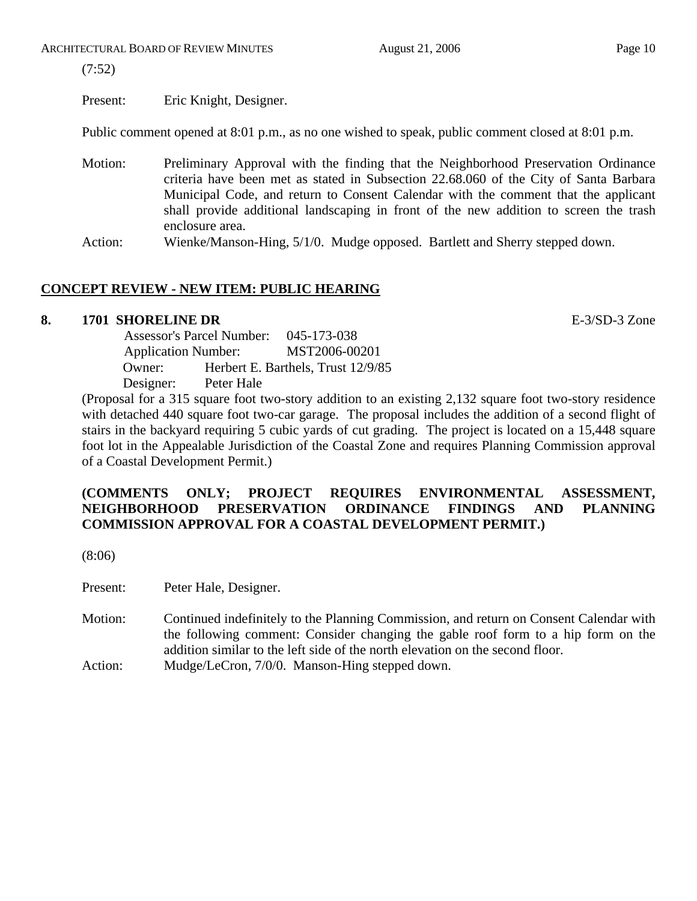(7:52)

Present: Eric Knight, Designer.

Public comment opened at 8:01 p.m., as no one wished to speak, public comment closed at 8:01 p.m.

Motion: Preliminary Approval with the finding that the Neighborhood Preservation Ordinance criteria have been met as stated in Subsection 22.68.060 of the City of Santa Barbara Municipal Code, and return to Consent Calendar with the comment that the applicant shall provide additional landscaping in front of the new addition to screen the trash enclosure area.

Action: Wienke/Manson-Hing, 5/1/0. Mudge opposed. Bartlett and Sherry stepped down.

## CONCEPT REVIEW - NEW ITEM: PUBLIC HEARING

**8. 1701 SHORELINE DR** E-3/SD-3 Zone

Assessor's Parcel Number: 045-173-038
Application Number: MST2006-00201
Owner: Herbert E. Barthels, Trust 12/9/85
Designer: Peter Hale

(Proposal for a 315 square foot two-story addition to an existing 2,132 square foot two-story residence with detached 440 square foot two-car garage. The proposal includes the addition of a second flight of stairs in the backyard requiring 5 cubic yards of cut grading. The project is located on a 15,448 square foot lot in the Appealable Jurisdiction of the Coastal Zone and requires Planning Commission approval of a Coastal Development Permit.)

**(COMMENTS ONLY; PROJECT REQUIRES ENVIRONMENTAL ASSESSMENT, NEIGHBORHOOD PRESERVATION ORDINANCE FINDINGS AND PLANNING COMMISSION APPROVAL FOR A COASTAL DEVELOPMENT PERMIT.)**

(8:06)

Present: Peter Hale, Designer.

Motion: Continued indefinitely to the Planning Commission, and return on Consent Calendar with the following comment: Consider changing the gable roof form to a hip form on the addition similar to the left side of the north elevation on the second floor.

Action: Mudge/LeCron, 7/0/0. Manson-Hing stepped down.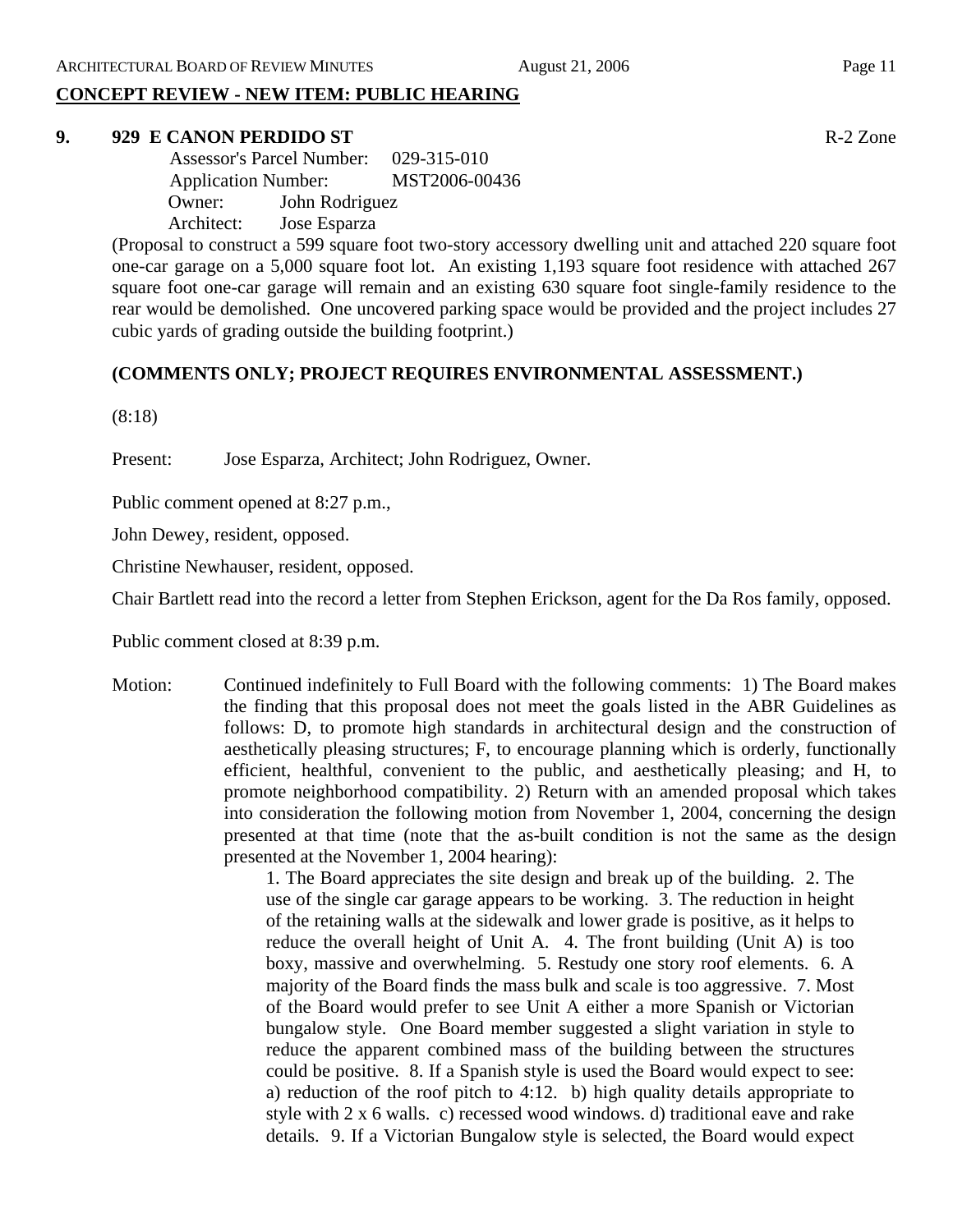## CONCEPT REVIEW - NEW ITEM: PUBLIC HEARING

**9. 929 E CANON PERDIDO ST** R-2 Zone

Assessor's Parcel Number: 029-315-010
Application Number: MST2006-00436
Owner: John Rodriguez
Architect: Jose Esparza

(Proposal to construct a 599 square foot two-story accessory dwelling unit and attached 220 square foot one-car garage on a 5,000 square foot lot. An existing 1,193 square foot residence with attached 267 square foot one-car garage will remain and an existing 630 square foot single-family residence to the rear would be demolished. One uncovered parking space would be provided and the project includes 27 cubic yards of grading outside the building footprint.)

**(COMMENTS ONLY; PROJECT REQUIRES ENVIRONMENTAL ASSESSMENT.)**

(8:18)

Present: Jose Esparza, Architect; John Rodriguez, Owner.

Public comment opened at 8:27 p.m.,

John Dewey, resident, opposed.

Christine Newhauser, resident, opposed.

Chair Bartlett read into the record a letter from Stephen Erickson, agent for the Da Ros family, opposed.

Public comment closed at 8:39 p.m.

Motion: Continued indefinitely to Full Board with the following comments: 1) The Board makes the finding that this proposal does not meet the goals listed in the ABR Guidelines as follows: D, to promote high standards in architectural design and the construction of aesthetically pleasing structures; F, to encourage planning which is orderly, functionally efficient, healthful, convenient to the public, and aesthetically pleasing; and H, to promote neighborhood compatibility. 2) Return with an amended proposal which takes into consideration the following motion from November 1, 2004, concerning the design presented at that time (note that the as-built condition is not the same as the design presented at the November 1, 2004 hearing):

> 1. The Board appreciates the site design and break up of the building. 2. The use of the single car garage appears to be working. 3. The reduction in height of the retaining walls at the sidewalk and lower grade is positive, as it helps to reduce the overall height of Unit A. 4. The front building (Unit A) is too boxy, massive and overwhelming. 5. Restudy one story roof elements. 6. A majority of the Board finds the mass bulk and scale is too aggressive. 7. Most of the Board would prefer to see Unit A either a more Spanish or Victorian bungalow style. One Board member suggested a slight variation in style to reduce the apparent combined mass of the building between the structures could be positive. 8. If a Spanish style is used the Board would expect to see: a) reduction of the roof pitch to 4:12. b) high quality details appropriate to style with 2 x 6 walls. c) recessed wood windows. d) traditional eave and rake details. 9. If a Victorian Bungalow style is selected, the Board would expect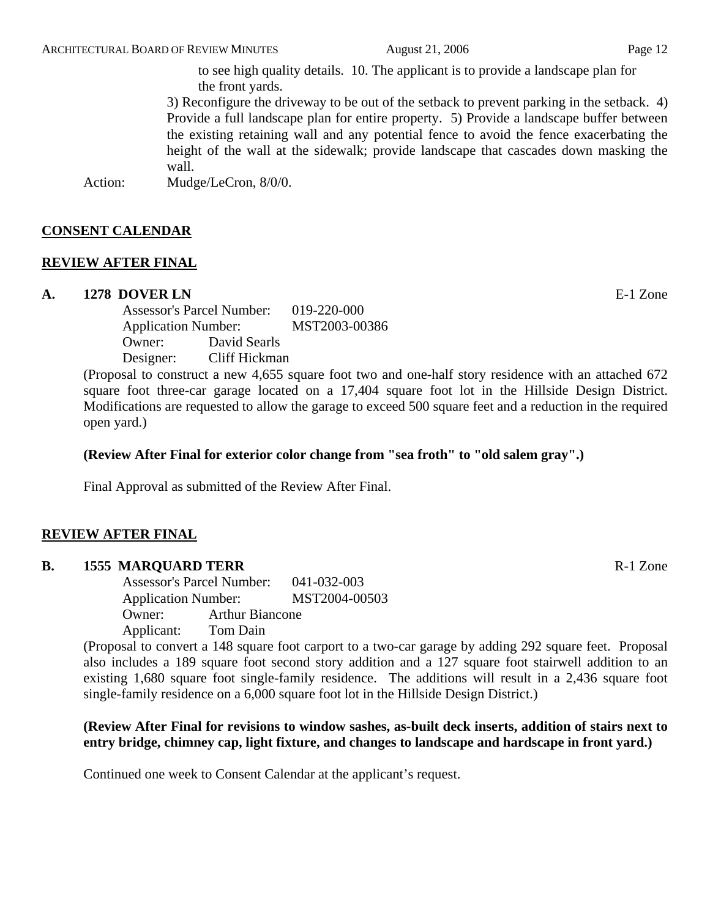to see high quality details. 10. The applicant is to provide a landscape plan for the front yards.

3) Reconfigure the driveway to be out of the setback to prevent parking in the setback. 4) Provide a full landscape plan for entire property. 5) Provide a landscape buffer between the existing retaining wall and any potential fence to avoid the fence exacerbating the height of the wall at the sidewalk; provide landscape that cascades down masking the wall.

Action: Mudge/LeCron, 8/0/0.

## CONSENT CALENDAR

## REVIEW AFTER FINAL

### A. 1278 DOVER LN — E-1 Zone

Assessor's Parcel Number: 019-220-000
Application Number: MST2003-00386
Owner: David Searls
Designer: Cliff Hickman

(Proposal to construct a new 4,655 square foot two and one-half story residence with an attached 672 square foot three-car garage located on a 17,404 square foot lot in the Hillside Design District. Modifications are requested to allow the garage to exceed 500 square feet and a reduction in the required open yard.)

**(Review After Final for exterior color change from "sea froth" to "old salem gray".)**

Final Approval as submitted of the Review After Final.

## REVIEW AFTER FINAL

### B. 1555 MARQUARD TERR — R-1 Zone

Assessor's Parcel Number: 041-032-003
Application Number: MST2004-00503
Owner: Arthur Biancone
Applicant: Tom Dain

(Proposal to convert a 148 square foot carport to a two-car garage by adding 292 square feet. Proposal also includes a 189 square foot second story addition and a 127 square foot stairwell addition to an existing 1,680 square foot single-family residence. The additions will result in a 2,436 square foot single-family residence on a 6,000 square foot lot in the Hillside Design District.)

**(Review After Final for revisions to window sashes, as-built deck inserts, addition of stairs next to entry bridge, chimney cap, light fixture, and changes to landscape and hardscape in front yard.)**

Continued one week to Consent Calendar at the applicant's request.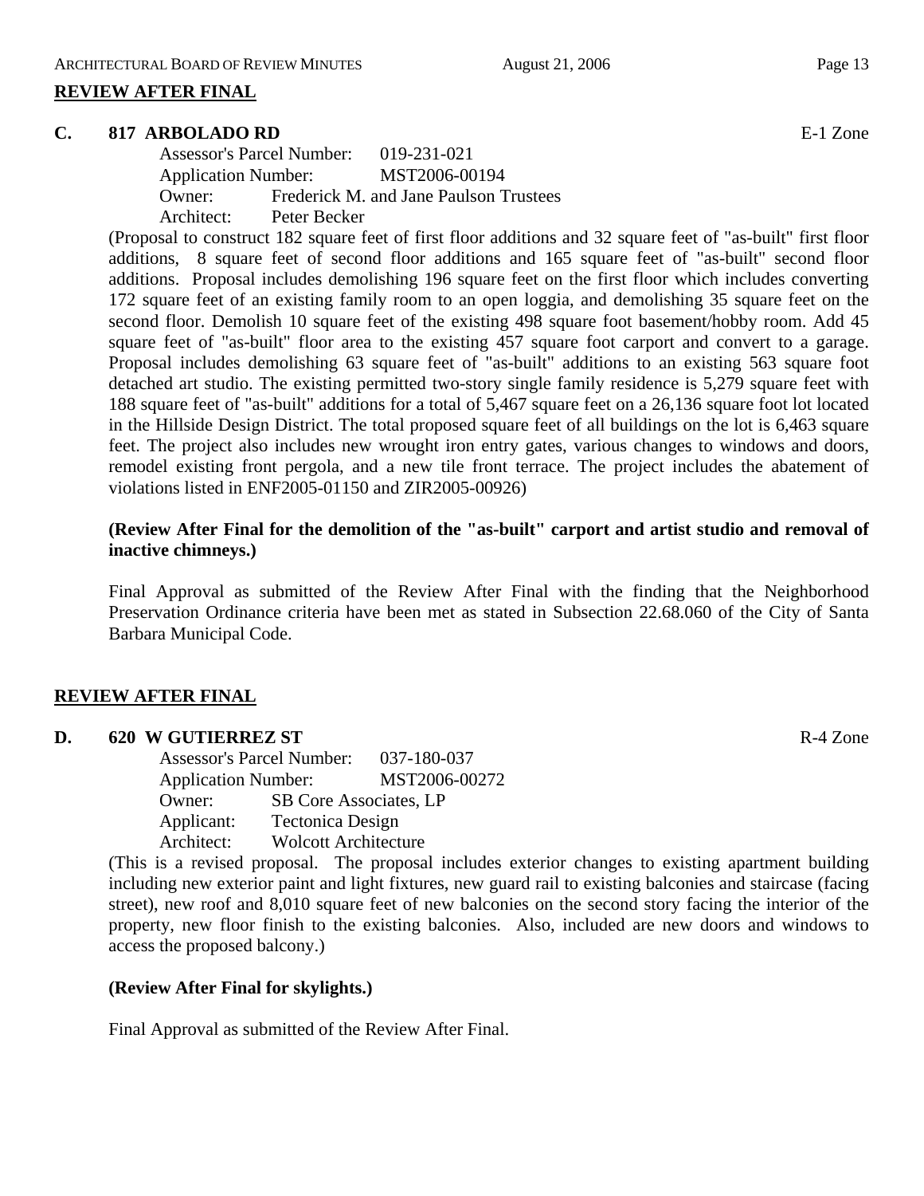## REVIEW AFTER FINAL

**C. 817 ARBOLADO RD** E-1 Zone

Assessor's Parcel Number: 019-231-021
Application Number: MST2006-00194
Owner: Frederick M. and Jane Paulson Trustees
Architect: Peter Becker

(Proposal to construct 182 square feet of first floor additions and 32 square feet of "as-built" first floor additions, 8 square feet of second floor additions and 165 square feet of "as-built" second floor additions. Proposal includes demolishing 196 square feet on the first floor which includes converting 172 square feet of an existing family room to an open loggia, and demolishing 35 square feet on the second floor. Demolish 10 square feet of the existing 498 square foot basement/hobby room. Add 45 square feet of "as-built" floor area to the existing 457 square foot carport and convert to a garage. Proposal includes demolishing 63 square feet of "as-built" additions to an existing 563 square foot detached art studio. The existing permitted two-story single family residence is 5,279 square feet with 188 square feet of "as-built" additions for a total of 5,467 square feet on a 26,136 square foot lot located in the Hillside Design District. The total proposed square feet of all buildings on the lot is 6,463 square feet. The project also includes new wrought iron entry gates, various changes to windows and doors, remodel existing front pergola, and a new tile front terrace. The project includes the abatement of violations listed in ENF2005-01150 and ZIR2005-00926)

**(Review After Final for the demolition of the "as-built" carport and artist studio and removal of inactive chimneys.)**

Final Approval as submitted of the Review After Final with the finding that the Neighborhood Preservation Ordinance criteria have been met as stated in Subsection 22.68.060 of the City of Santa Barbara Municipal Code.

## REVIEW AFTER FINAL

**D. 620 W GUTIERREZ ST** R-4 Zone

Assessor's Parcel Number: 037-180-037
Application Number: MST2006-00272
Owner: SB Core Associates, LP
Applicant: Tectonica Design
Architect: Wolcott Architecture

(This is a revised proposal. The proposal includes exterior changes to existing apartment building including new exterior paint and light fixtures, new guard rail to existing balconies and staircase (facing street), new roof and 8,010 square feet of new balconies on the second story facing the interior of the property, new floor finish to the existing balconies. Also, included are new doors and windows to access the proposed balcony.)

**(Review After Final for skylights.)**

Final Approval as submitted of the Review After Final.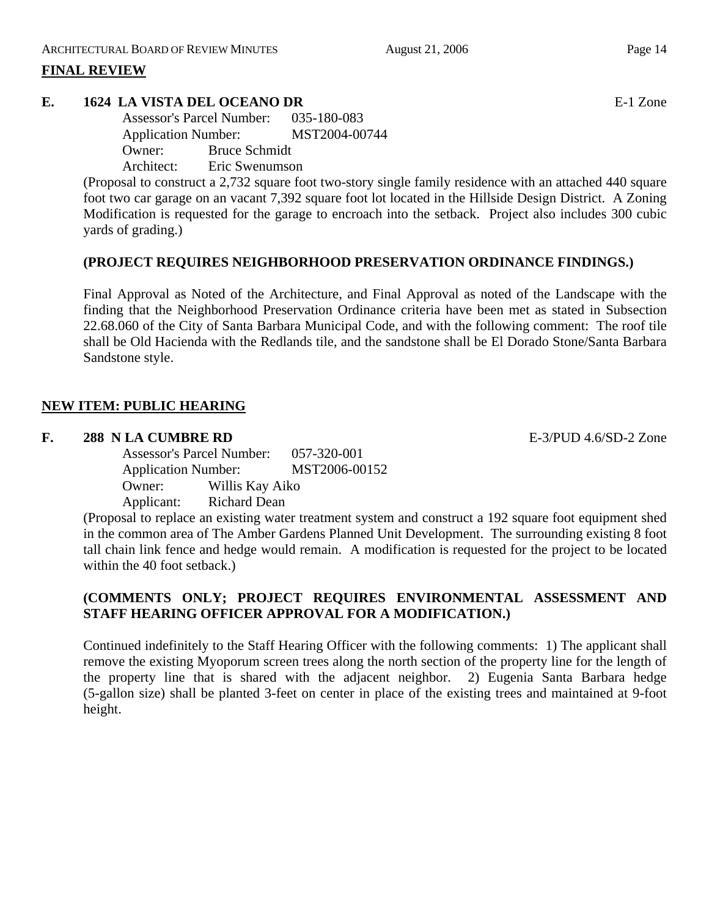**FINAL REVIEW**

**E. 1624 LA VISTA DEL OCEANO DR** E-1 Zone

Assessor's Parcel Number: 035-180-083
Application Number: MST2004-00744
Owner: Bruce Schmidt
Architect: Eric Swenumson

(Proposal to construct a 2,732 square foot two-story single family residence with an attached 440 square foot two car garage on an vacant 7,392 square foot lot located in the Hillside Design District. A Zoning Modification is requested for the garage to encroach into the setback. Project also includes 300 cubic yards of grading.)

**(PROJECT REQUIRES NEIGHBORHOOD PRESERVATION ORDINANCE FINDINGS.)**

Final Approval as Noted of the Architecture, and Final Approval as noted of the Landscape with the finding that the Neighborhood Preservation Ordinance criteria have been met as stated in Subsection 22.68.060 of the City of Santa Barbara Municipal Code, and with the following comment: The roof tile shall be Old Hacienda with the Redlands tile, and the sandstone shall be El Dorado Stone/Santa Barbara Sandstone style.

**NEW ITEM: PUBLIC HEARING**

**F. 288 N LA CUMBRE RD** E-3/PUD 4.6/SD-2 Zone

Assessor's Parcel Number: 057-320-001
Application Number: MST2006-00152
Owner: Willis Kay Aiko
Applicant: Richard Dean

(Proposal to replace an existing water treatment system and construct a 192 square foot equipment shed in the common area of The Amber Gardens Planned Unit Development. The surrounding existing 8 foot tall chain link fence and hedge would remain. A modification is requested for the project to be located within the 40 foot setback.)

**(COMMENTS ONLY; PROJECT REQUIRES ENVIRONMENTAL ASSESSMENT AND STAFF HEARING OFFICER APPROVAL FOR A MODIFICATION.)**

Continued indefinitely to the Staff Hearing Officer with the following comments: 1) The applicant shall remove the existing Myoporum screen trees along the north section of the property line for the length of the property line that is shared with the adjacent neighbor. 2) Eugenia Santa Barbara hedge (5-gallon size) shall be planted 3-feet on center in place of the existing trees and maintained at 9-foot height.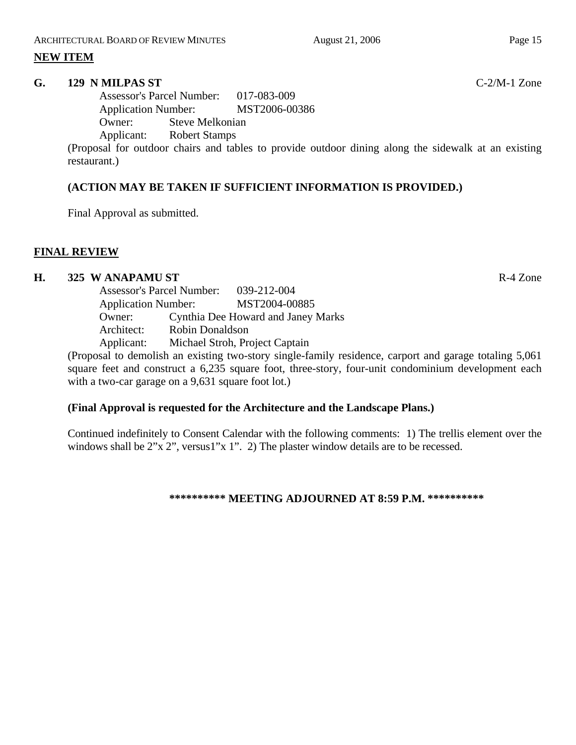## NEW ITEM

**G. 129 N MILPAS ST** C-2/M-1 Zone

Assessor's Parcel Number: 017-083-009
Application Number: MST2006-00386
Owner: Steve Melkonian
Applicant: Robert Stamps

(Proposal for outdoor chairs and tables to provide outdoor dining along the sidewalk at an existing restaurant.)

**(ACTION MAY BE TAKEN IF SUFFICIENT INFORMATION IS PROVIDED.)**

Final Approval as submitted.

## FINAL REVIEW

**H. 325 W ANAPAMU ST** R-4 Zone

Assessor's Parcel Number: 039-212-004
Application Number: MST2004-00885
Owner: Cynthia Dee Howard and Janey Marks
Architect: Robin Donaldson
Applicant: Michael Stroh, Project Captain

(Proposal to demolish an existing two-story single-family residence, carport and garage totaling 5,061 square feet and construct a 6,235 square foot, three-story, four-unit condominium development each with a two-car garage on a 9,631 square foot lot.)

**(Final Approval is requested for the Architecture and the Landscape Plans.)**

Continued indefinitely to Consent Calendar with the following comments: 1) The trellis element over the windows shall be 2"x 2", versus1"x 1". 2) The plaster window details are to be recessed.

**\*\*\*\*\*\*\*\*\*\* MEETING ADJOURNED AT 8:59 P.M. \*\*\*\*\*\*\*\*\*\***